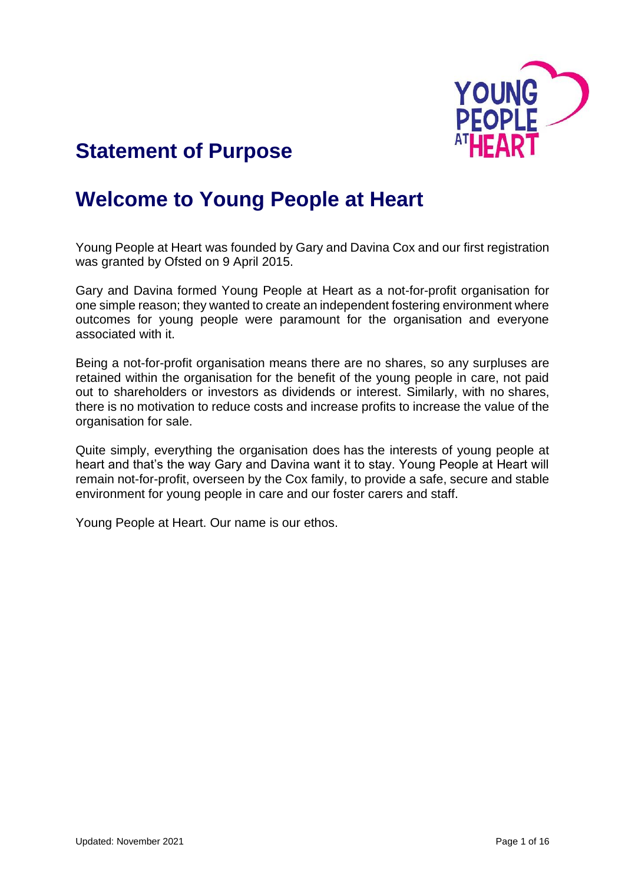# Statement of Purpose

## Welcome to Young People at Heart

Young People at Heart was founded by Gary and Davina Cox and our first registration was granted by Ofsted on 9 April 2015.

Gary and Davina formed Young People at Heart as a not-for-profit organisation for one simple reason; they wanted to create an independent fostering environment where outcomes for young people were paramount for the organisation and everyone associated with it.

Being a not-for-profit organisation means there are no shares, so any surpluses are retained within the organisation for the benefit of the young people in care, not paid out to shareholders or investors as dividends or interest. Similarly, with no shares, there is no motivation to reduce costs and increase profits to increase the value of the organisation for sale.

Quite simply, everything the organisation does has the interests of young people at heart and that's the way Gary and Davina want it to stay. Young People at Heart will remain not-for-profit, overseen by the Cox family, to provide a safe, secure and stable environment for young people in care and our foster carers and staff.

Young People at Heart. Our name is our ethos.

Updated: November 2021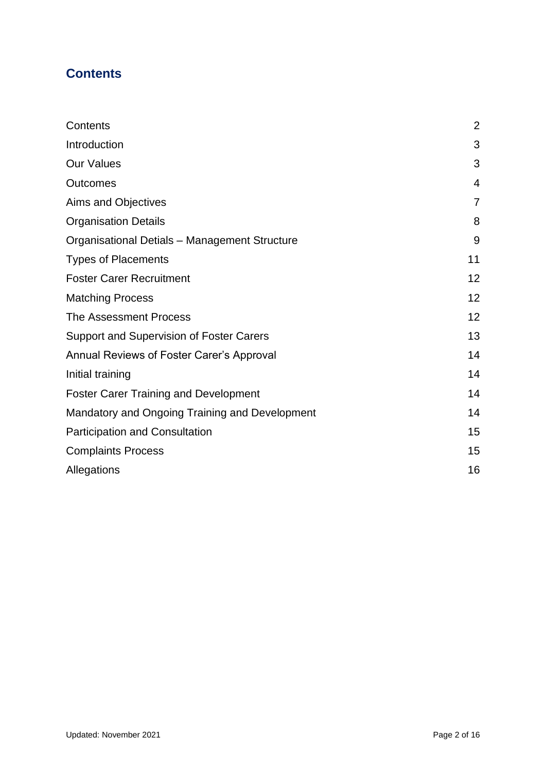## Contents

| | |
|---|---|
| Contents | 2 |
| Introduction | 3 |
| Our Values | 3 |
| Outcomes | 4 |
| Aims and Objectives | 7 |
| Organisation Details | 8 |
| Organisational Detials – Management Structure | 9 |
| Types of Placements | 11 |
| Foster Carer Recruitment | 12 |
| Matching Process | 12 |
| The Assessment Process | 12 |
| Support and Supervision of Foster Carers | 13 |
| Annual Reviews of Foster Carer's Approval | 14 |
| Initial training | 14 |
| Foster Carer Training and Development | 14 |
| Mandatory and Ongoing Training and Development | 14 |
| Participation and Consultation | 15 |
| Complaints Process | 15 |
| Allegations | 16 |

Updated: November 2021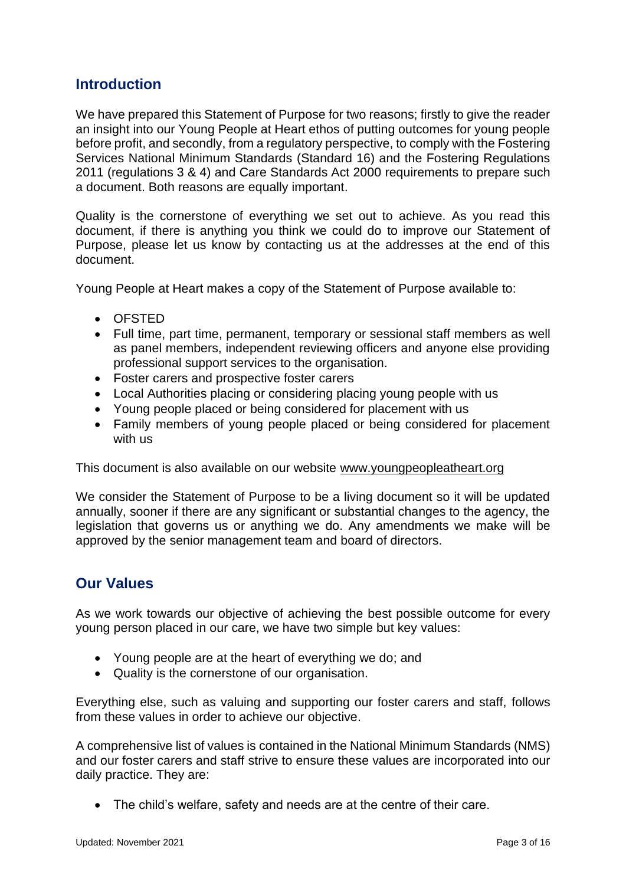## Introduction

We have prepared this Statement of Purpose for two reasons; firstly to give the reader an insight into our Young People at Heart ethos of putting outcomes for young people before profit, and secondly, from a regulatory perspective, to comply with the Fostering Services National Minimum Standards (Standard 16) and the Fostering Regulations 2011 (regulations 3 & 4) and Care Standards Act 2000 requirements to prepare such a document. Both reasons are equally important.

Quality is the cornerstone of everything we set out to achieve. As you read this document, if there is anything you think we could do to improve our Statement of Purpose, please let us know by contacting us at the addresses at the end of this document.

Young People at Heart makes a copy of the Statement of Purpose available to:

- OFSTED
- Full time, part time, permanent, temporary or sessional staff members as well as panel members, independent reviewing officers and anyone else providing professional support services to the organisation.
- Foster carers and prospective foster carers
- Local Authorities placing or considering placing young people with us
- Young people placed or being considered for placement with us
- Family members of young people placed or being considered for placement with us

This document is also available on our website www.youngpeopleatheart.org

We consider the Statement of Purpose to be a living document so it will be updated annually, sooner if there are any significant or substantial changes to the agency, the legislation that governs us or anything we do. Any amendments we make will be approved by the senior management team and board of directors.

## Our Values

As we work towards our objective of achieving the best possible outcome for every young person placed in our care, we have two simple but key values:

- Young people are at the heart of everything we do; and
- Quality is the cornerstone of our organisation.

Everything else, such as valuing and supporting our foster carers and staff, follows from these values in order to achieve our objective.

A comprehensive list of values is contained in the National Minimum Standards (NMS) and our foster carers and staff strive to ensure these values are incorporated into our daily practice. They are:

- The child's welfare, safety and needs are at the centre of their care.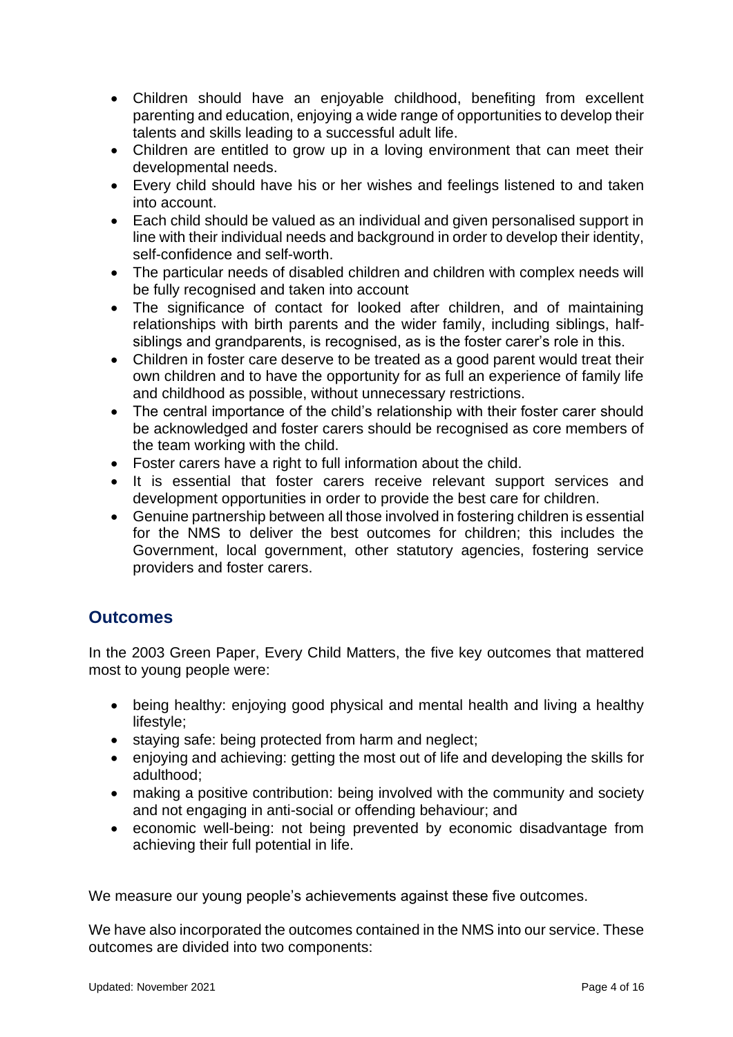- Children should have an enjoyable childhood, benefiting from excellent parenting and education, enjoying a wide range of opportunities to develop their talents and skills leading to a successful adult life.
- Children are entitled to grow up in a loving environment that can meet their developmental needs.
- Every child should have his or her wishes and feelings listened to and taken into account.
- Each child should be valued as an individual and given personalised support in line with their individual needs and background in order to develop their identity, self-confidence and self-worth.
- The particular needs of disabled children and children with complex needs will be fully recognised and taken into account
- The significance of contact for looked after children, and of maintaining relationships with birth parents and the wider family, including siblings, half-siblings and grandparents, is recognised, as is the foster carer's role in this.
- Children in foster care deserve to be treated as a good parent would treat their own children and to have the opportunity for as full an experience of family life and childhood as possible, without unnecessary restrictions.
- The central importance of the child's relationship with their foster carer should be acknowledged and foster carers should be recognised as core members of the team working with the child.
- Foster carers have a right to full information about the child.
- It is essential that foster carers receive relevant support services and development opportunities in order to provide the best care for children.
- Genuine partnership between all those involved in fostering children is essential for the NMS to deliver the best outcomes for children; this includes the Government, local government, other statutory agencies, fostering service providers and foster carers.

## Outcomes

In the 2003 Green Paper, Every Child Matters, the five key outcomes that mattered most to young people were:

- being healthy: enjoying good physical and mental health and living a healthy lifestyle;
- staying safe: being protected from harm and neglect;
- enjoying and achieving: getting the most out of life and developing the skills for adulthood;
- making a positive contribution: being involved with the community and society and not engaging in anti-social or offending behaviour; and
- economic well-being: not being prevented by economic disadvantage from achieving their full potential in life.

We measure our young people's achievements against these five outcomes.

We have also incorporated the outcomes contained in the NMS into our service. These outcomes are divided into two components: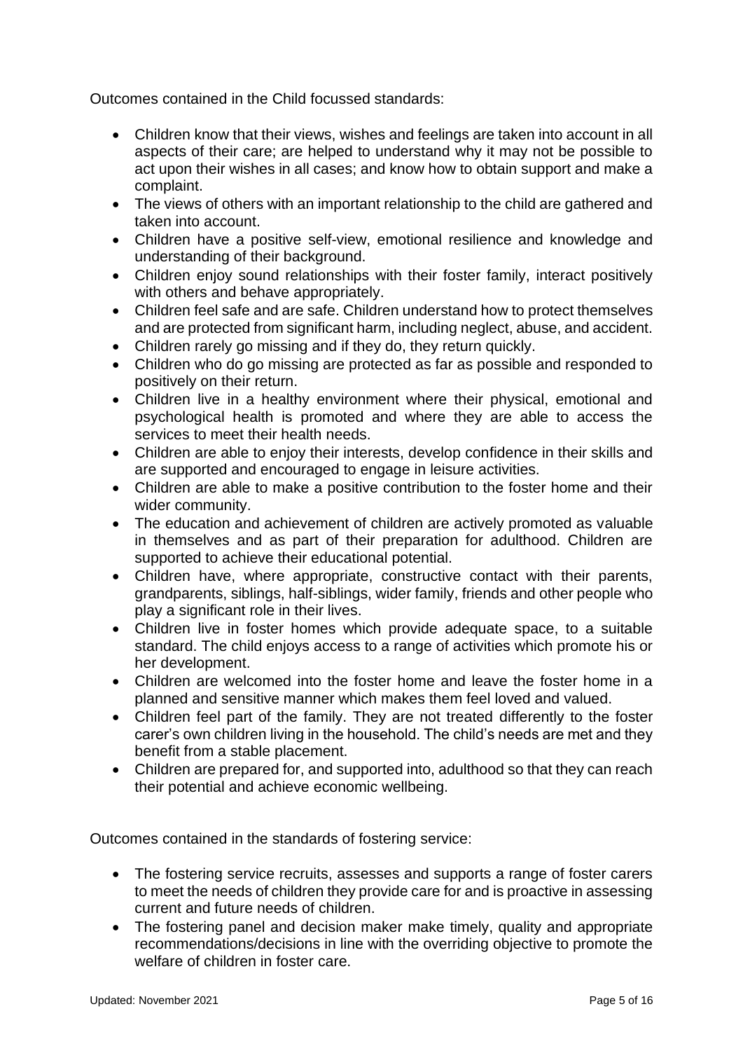Outcomes contained in the Child focussed standards:

- Children know that their views, wishes and feelings are taken into account in all aspects of their care; are helped to understand why it may not be possible to act upon their wishes in all cases; and know how to obtain support and make a complaint.
- The views of others with an important relationship to the child are gathered and taken into account.
- Children have a positive self-view, emotional resilience and knowledge and understanding of their background.
- Children enjoy sound relationships with their foster family, interact positively with others and behave appropriately.
- Children feel safe and are safe. Children understand how to protect themselves and are protected from significant harm, including neglect, abuse, and accident.
- Children rarely go missing and if they do, they return quickly.
- Children who do go missing are protected as far as possible and responded to positively on their return.
- Children live in a healthy environment where their physical, emotional and psychological health is promoted and where they are able to access the services to meet their health needs.
- Children are able to enjoy their interests, develop confidence in their skills and are supported and encouraged to engage in leisure activities.
- Children are able to make a positive contribution to the foster home and their wider community.
- The education and achievement of children are actively promoted as valuable in themselves and as part of their preparation for adulthood. Children are supported to achieve their educational potential.
- Children have, where appropriate, constructive contact with their parents, grandparents, siblings, half-siblings, wider family, friends and other people who play a significant role in their lives.
- Children live in foster homes which provide adequate space, to a suitable standard. The child enjoys access to a range of activities which promote his or her development.
- Children are welcomed into the foster home and leave the foster home in a planned and sensitive manner which makes them feel loved and valued.
- Children feel part of the family. They are not treated differently to the foster carer's own children living in the household. The child's needs are met and they benefit from a stable placement.
- Children are prepared for, and supported into, adulthood so that they can reach their potential and achieve economic wellbeing.

Outcomes contained in the standards of fostering service:

- The fostering service recruits, assesses and supports a range of foster carers to meet the needs of children they provide care for and is proactive in assessing current and future needs of children.
- The fostering panel and decision maker make timely, quality and appropriate recommendations/decisions in line with the overriding objective to promote the welfare of children in foster care.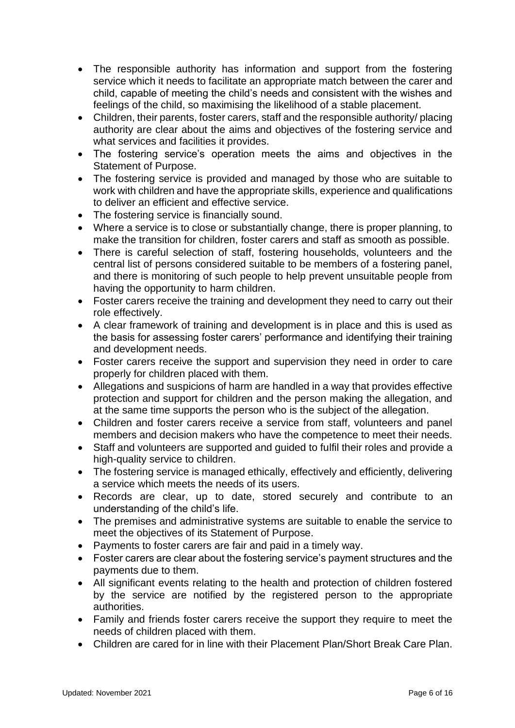- The responsible authority has information and support from the fostering service which it needs to facilitate an appropriate match between the carer and child, capable of meeting the child's needs and consistent with the wishes and feelings of the child, so maximising the likelihood of a stable placement.
- Children, their parents, foster carers, staff and the responsible authority/ placing authority are clear about the aims and objectives of the fostering service and what services and facilities it provides.
- The fostering service's operation meets the aims and objectives in the Statement of Purpose.
- The fostering service is provided and managed by those who are suitable to work with children and have the appropriate skills, experience and qualifications to deliver an efficient and effective service.
- The fostering service is financially sound.
- Where a service is to close or substantially change, there is proper planning, to make the transition for children, foster carers and staff as smooth as possible.
- There is careful selection of staff, fostering households, volunteers and the central list of persons considered suitable to be members of a fostering panel, and there is monitoring of such people to help prevent unsuitable people from having the opportunity to harm children.
- Foster carers receive the training and development they need to carry out their role effectively.
- A clear framework of training and development is in place and this is used as the basis for assessing foster carers' performance and identifying their training and development needs.
- Foster carers receive the support and supervision they need in order to care properly for children placed with them.
- Allegations and suspicions of harm are handled in a way that provides effective protection and support for children and the person making the allegation, and at the same time supports the person who is the subject of the allegation.
- Children and foster carers receive a service from staff, volunteers and panel members and decision makers who have the competence to meet their needs.
- Staff and volunteers are supported and guided to fulfil their roles and provide a high-quality service to children.
- The fostering service is managed ethically, effectively and efficiently, delivering a service which meets the needs of its users.
- Records are clear, up to date, stored securely and contribute to an understanding of the child's life.
- The premises and administrative systems are suitable to enable the service to meet the objectives of its Statement of Purpose.
- Payments to foster carers are fair and paid in a timely way.
- Foster carers are clear about the fostering service's payment structures and the payments due to them.
- All significant events relating to the health and protection of children fostered by the service are notified by the registered person to the appropriate authorities.
- Family and friends foster carers receive the support they require to meet the needs of children placed with them.
- Children are cared for in line with their Placement Plan/Short Break Care Plan.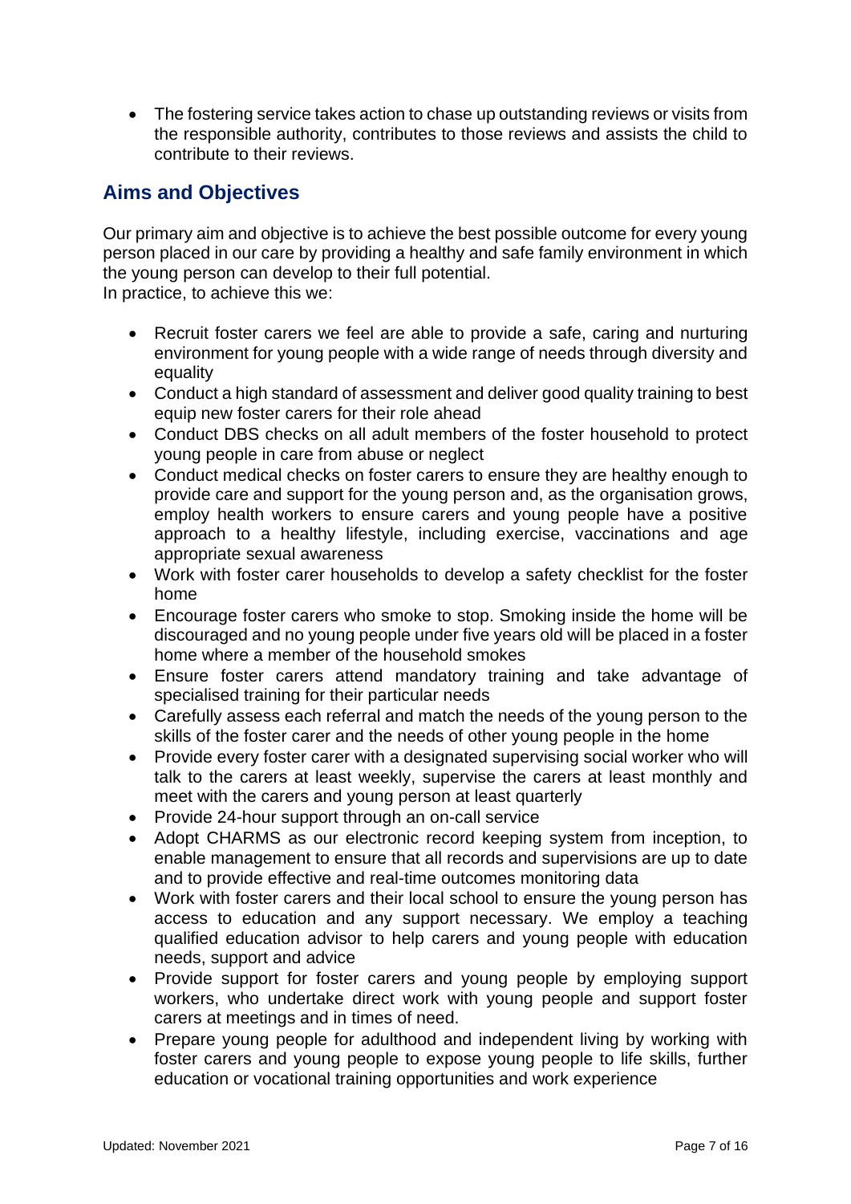- The fostering service takes action to chase up outstanding reviews or visits from the responsible authority, contributes to those reviews and assists the child to contribute to their reviews.

## Aims and Objectives

Our primary aim and objective is to achieve the best possible outcome for every young person placed in our care by providing a healthy and safe family environment in which the young person can develop to their full potential.
In practice, to achieve this we:

- Recruit foster carers we feel are able to provide a safe, caring and nurturing environment for young people with a wide range of needs through diversity and equality
- Conduct a high standard of assessment and deliver good quality training to best equip new foster carers for their role ahead
- Conduct DBS checks on all adult members of the foster household to protect young people in care from abuse or neglect
- Conduct medical checks on foster carers to ensure they are healthy enough to provide care and support for the young person and, as the organisation grows, employ health workers to ensure carers and young people have a positive approach to a healthy lifestyle, including exercise, vaccinations and age appropriate sexual awareness
- Work with foster carer households to develop a safety checklist for the foster home
- Encourage foster carers who smoke to stop. Smoking inside the home will be discouraged and no young people under five years old will be placed in a foster home where a member of the household smokes
- Ensure foster carers attend mandatory training and take advantage of specialised training for their particular needs
- Carefully assess each referral and match the needs of the young person to the skills of the foster carer and the needs of other young people in the home
- Provide every foster carer with a designated supervising social worker who will talk to the carers at least weekly, supervise the carers at least monthly and meet with the carers and young person at least quarterly
- Provide 24-hour support through an on-call service
- Adopt CHARMS as our electronic record keeping system from inception, to enable management to ensure that all records and supervisions are up to date and to provide effective and real-time outcomes monitoring data
- Work with foster carers and their local school to ensure the young person has access to education and any support necessary. We employ a teaching qualified education advisor to help carers and young people with education needs, support and advice
- Provide support for foster carers and young people by employing support workers, who undertake direct work with young people and support foster carers at meetings and in times of need.
- Prepare young people for adulthood and independent living by working with foster carers and young people to expose young people to life skills, further education or vocational training opportunities and work experience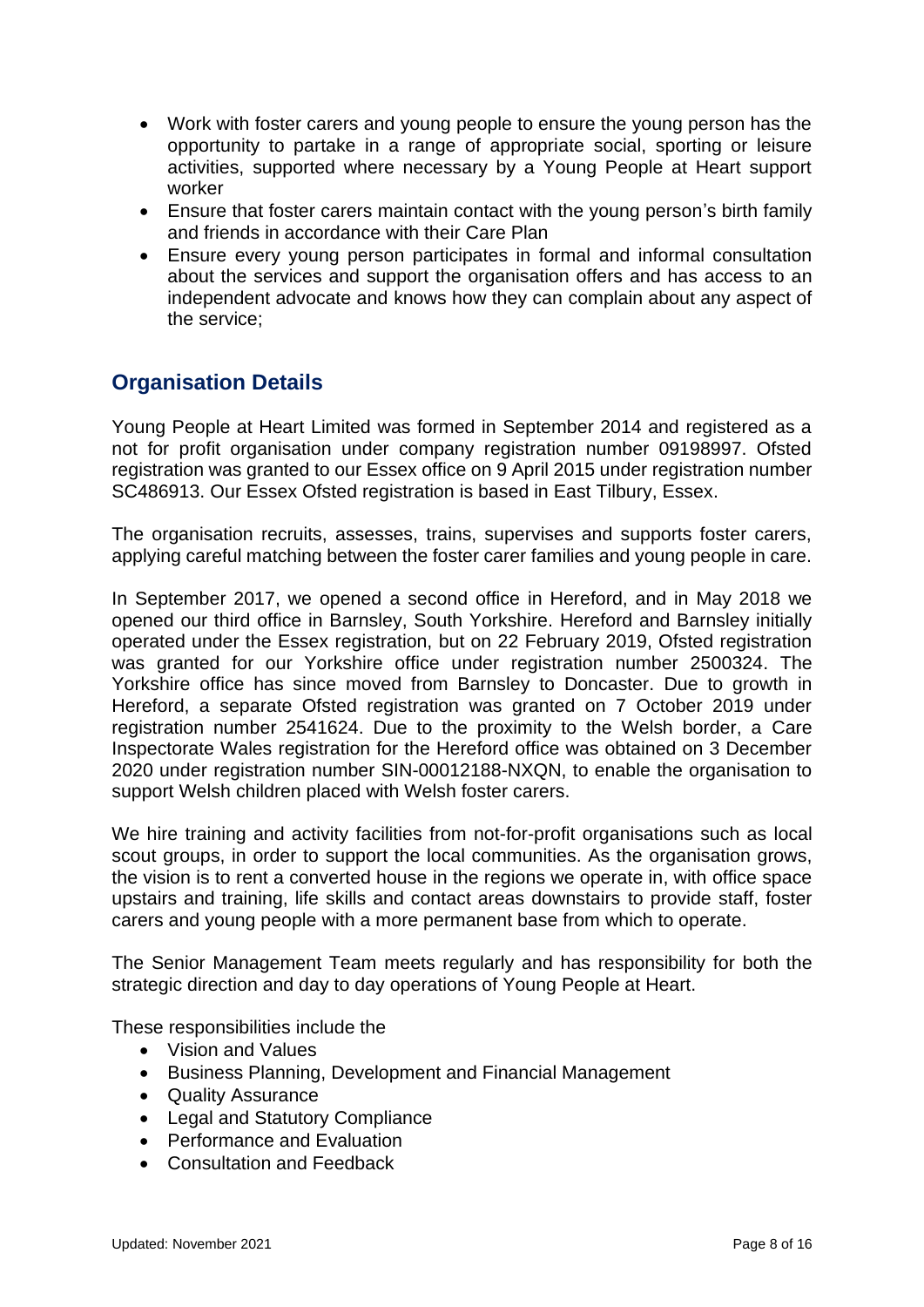- Work with foster carers and young people to ensure the young person has the opportunity to partake in a range of appropriate social, sporting or leisure activities, supported where necessary by a Young People at Heart support worker
- Ensure that foster carers maintain contact with the young person's birth family and friends in accordance with their Care Plan
- Ensure every young person participates in formal and informal consultation about the services and support the organisation offers and has access to an independent advocate and knows how they can complain about any aspect of the service;

## Organisation Details

Young People at Heart Limited was formed in September 2014 and registered as a not for profit organisation under company registration number 09198997. Ofsted registration was granted to our Essex office on 9 April 2015 under registration number SC486913. Our Essex Ofsted registration is based in East Tilbury, Essex.

The organisation recruits, assesses, trains, supervises and supports foster carers, applying careful matching between the foster carer families and young people in care.

In September 2017, we opened a second office in Hereford, and in May 2018 we opened our third office in Barnsley, South Yorkshire. Hereford and Barnsley initially operated under the Essex registration, but on 22 February 2019, Ofsted registration was granted for our Yorkshire office under registration number 2500324. The Yorkshire office has since moved from Barnsley to Doncaster. Due to growth in Hereford, a separate Ofsted registration was granted on 7 October 2019 under registration number 2541624. Due to the proximity to the Welsh border, a Care Inspectorate Wales registration for the Hereford office was obtained on 3 December 2020 under registration number SIN-00012188-NXQN, to enable the organisation to support Welsh children placed with Welsh foster carers.

We hire training and activity facilities from not-for-profit organisations such as local scout groups, in order to support the local communities. As the organisation grows, the vision is to rent a converted house in the regions we operate in, with office space upstairs and training, life skills and contact areas downstairs to provide staff, foster carers and young people with a more permanent base from which to operate.

The Senior Management Team meets regularly and has responsibility for both the strategic direction and day to day operations of Young People at Heart.

These responsibilities include the

- Vision and Values
- Business Planning, Development and Financial Management
- Quality Assurance
- Legal and Statutory Compliance
- Performance and Evaluation
- Consultation and Feedback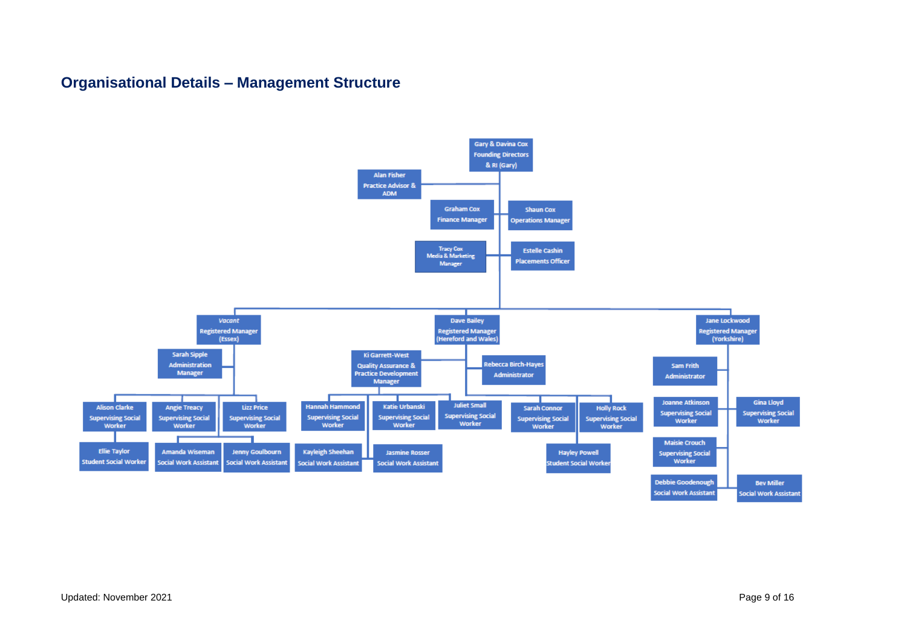## Organisational Details – Management Structure

- **Gary & Davina Cox** – Founding Directors & RI (Gary)
  - **Alan Fisher** – Practice Advisor & ADM
  - **Graham Cox** – Finance Manager
  - **Shaun Cox** – Operations Manager
  - **Tracy Cox** – Media & Marketing Manager
  - **Estelle Cashin** – Placements Officer
  - ***Vacant*** – Registered Manager (Essex)
    - **Sarah Sipple** – Administration Manager
    - **Alison Clarke** – Supervising Social Worker
      - **Ellie Taylor** – Student Social Worker
    - **Angie Treacy** – Supervising Social Worker
      - **Amanda Wiseman** – Social Work Assistant
    - **Lizz Price** – Supervising Social Worker
      - **Jenny Goulbourn** – Social Work Assistant
  - **Dave Bailey** – Registered Manager (Hereford and Wales)
    - **Ki Garrett-West** – Quality Assurance & Practice Development Manager
      - **Hannah Hammond** – Supervising Social Worker
      - **Katie Urbanski** – Supervising Social Worker
      - **Juliet Small** – Supervising Social Worker
      - **Kayleigh Sheehan** – Social Work Assistant
      - **Jasmine Rosser** – Social Work Assistant
    - **Rebecca Birch-Hayes** – Administrator
    - **Sarah Connor** – Supervising Social Worker
    - **Holly Rock** – Supervising Social Worker
      - **Hayley Powell** – Student Social Worker
  - **Jane Lockwood** – Registered Manager (Yorkshire)
    - **Sam Frith** – Administrator
    - **Joanne Atkinson** – Supervising Social Worker
    - **Gina Lloyd** – Supervising Social Worker
    - **Maisie Crouch** – Supervising Social Worker
    - **Debbie Goodenough** – Social Work Assistant
    - **Bev Miller** – Social Work Assistant

Updated: November 2021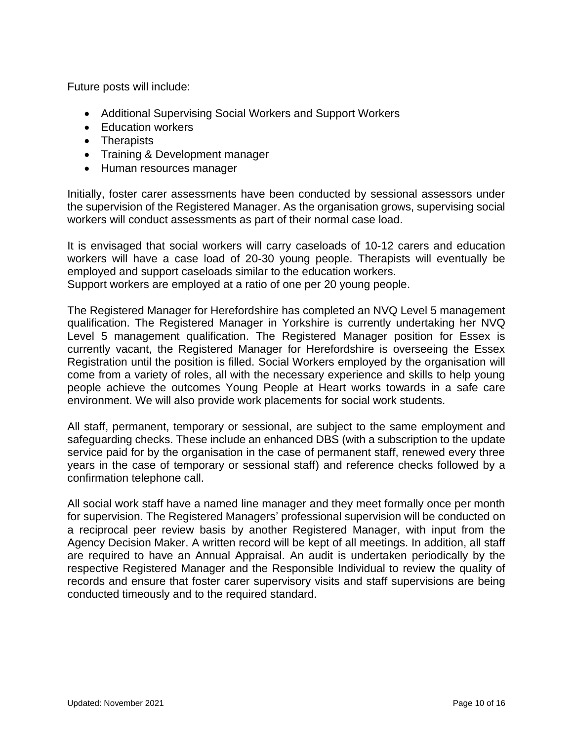Future posts will include:

- Additional Supervising Social Workers and Support Workers
- Education workers
- Therapists
- Training & Development manager
- Human resources manager

Initially, foster carer assessments have been conducted by sessional assessors under the supervision of the Registered Manager. As the organisation grows, supervising social workers will conduct assessments as part of their normal case load.

It is envisaged that social workers will carry caseloads of 10-12 carers and education workers will have a case load of 20-30 young people. Therapists will eventually be employed and support caseloads similar to the education workers.
Support workers are employed at a ratio of one per 20 young people.

The Registered Manager for Herefordshire has completed an NVQ Level 5 management qualification. The Registered Manager in Yorkshire is currently undertaking her NVQ Level 5 management qualification. The Registered Manager position for Essex is currently vacant, the Registered Manager for Herefordshire is overseeing the Essex Registration until the position is filled. Social Workers employed by the organisation will come from a variety of roles, all with the necessary experience and skills to help young people achieve the outcomes Young People at Heart works towards in a safe care environment. We will also provide work placements for social work students.

All staff, permanent, temporary or sessional, are subject to the same employment and safeguarding checks. These include an enhanced DBS (with a subscription to the update service paid for by the organisation in the case of permanent staff, renewed every three years in the case of temporary or sessional staff) and reference checks followed by a confirmation telephone call.

All social work staff have a named line manager and they meet formally once per month for supervision. The Registered Managers' professional supervision will be conducted on a reciprocal peer review basis by another Registered Manager, with input from the Agency Decision Maker. A written record will be kept of all meetings. In addition, all staff are required to have an Annual Appraisal. An audit is undertaken periodically by the respective Registered Manager and the Responsible Individual to review the quality of records and ensure that foster carer supervisory visits and staff supervisions are being conducted timeously and to the required standard.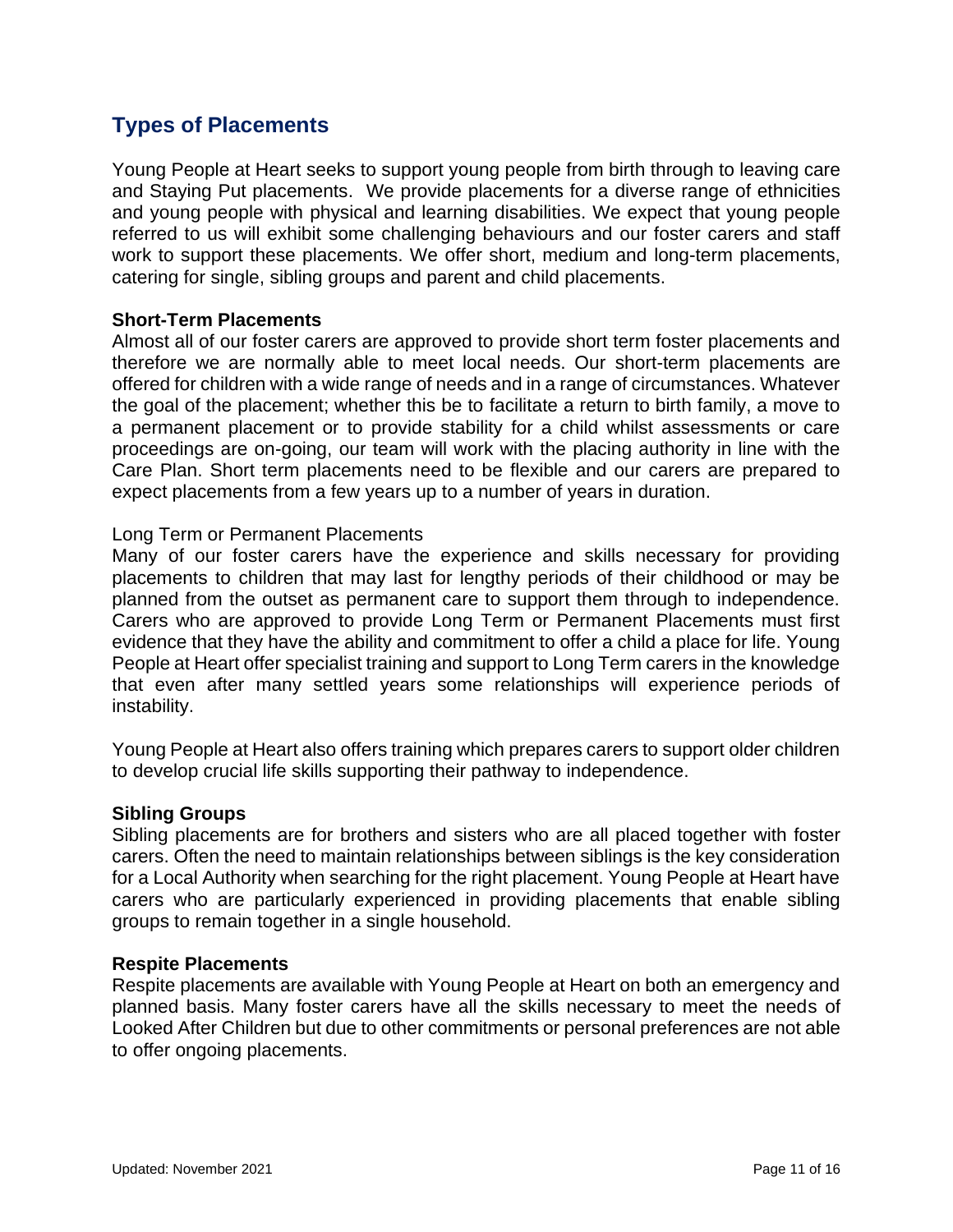## Types of Placements

Young People at Heart seeks to support young people from birth through to leaving care and Staying Put placements. We provide placements for a diverse range of ethnicities and young people with physical and learning disabilities. We expect that young people referred to us will exhibit some challenging behaviours and our foster carers and staff work to support these placements. We offer short, medium and long-term placements, catering for single, sibling groups and parent and child placements.

**Short-Term Placements**

Almost all of our foster carers are approved to provide short term foster placements and therefore we are normally able to meet local needs. Our short-term placements are offered for children with a wide range of needs and in a range of circumstances. Whatever the goal of the placement; whether this be to facilitate a return to birth family, a move to a permanent placement or to provide stability for a child whilst assessments or care proceedings are on-going, our team will work with the placing authority in line with the Care Plan. Short term placements need to be flexible and our carers are prepared to expect placements from a few years up to a number of years in duration.

Long Term or Permanent Placements

Many of our foster carers have the experience and skills necessary for providing placements to children that may last for lengthy periods of their childhood or may be planned from the outset as permanent care to support them through to independence. Carers who are approved to provide Long Term or Permanent Placements must first evidence that they have the ability and commitment to offer a child a place for life. Young People at Heart offer specialist training and support to Long Term carers in the knowledge that even after many settled years some relationships will experience periods of instability.

Young People at Heart also offers training which prepares carers to support older children to develop crucial life skills supporting their pathway to independence.

**Sibling Groups**

Sibling placements are for brothers and sisters who are all placed together with foster carers. Often the need to maintain relationships between siblings is the key consideration for a Local Authority when searching for the right placement. Young People at Heart have carers who are particularly experienced in providing placements that enable sibling groups to remain together in a single household.

**Respite Placements**

Respite placements are available with Young People at Heart on both an emergency and planned basis. Many foster carers have all the skills necessary to meet the needs of Looked After Children but due to other commitments or personal preferences are not able to offer ongoing placements.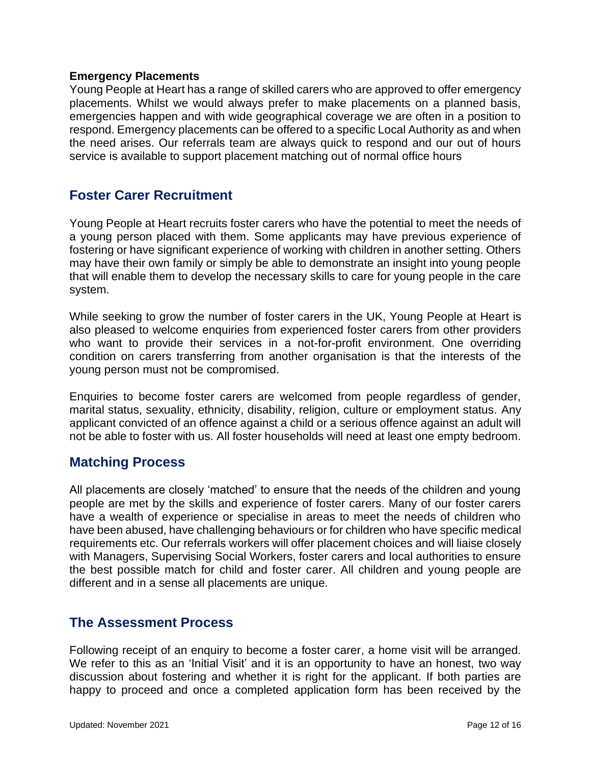**Emergency Placements**
Young People at Heart has a range of skilled carers who are approved to offer emergency placements. Whilst we would always prefer to make placements on a planned basis, emergencies happen and with wide geographical coverage we are often in a position to respond. Emergency placements can be offered to a specific Local Authority as and when the need arises. Our referrals team are always quick to respond and our out of hours service is available to support placement matching out of normal office hours

## Foster Carer Recruitment

Young People at Heart recruits foster carers who have the potential to meet the needs of a young person placed with them. Some applicants may have previous experience of fostering or have significant experience of working with children in another setting. Others may have their own family or simply be able to demonstrate an insight into young people that will enable them to develop the necessary skills to care for young people in the care system.

While seeking to grow the number of foster carers in the UK, Young People at Heart is also pleased to welcome enquiries from experienced foster carers from other providers who want to provide their services in a not-for-profit environment. One overriding condition on carers transferring from another organisation is that the interests of the young person must not be compromised.

Enquiries to become foster carers are welcomed from people regardless of gender, marital status, sexuality, ethnicity, disability, religion, culture or employment status. Any applicant convicted of an offence against a child or a serious offence against an adult will not be able to foster with us. All foster households will need at least one empty bedroom.

## Matching Process

All placements are closely 'matched' to ensure that the needs of the children and young people are met by the skills and experience of foster carers. Many of our foster carers have a wealth of experience or specialise in areas to meet the needs of children who have been abused, have challenging behaviours or for children who have specific medical requirements etc. Our referrals workers will offer placement choices and will liaise closely with Managers, Supervising Social Workers, foster carers and local authorities to ensure the best possible match for child and foster carer. All children and young people are different and in a sense all placements are unique.

## The Assessment Process

Following receipt of an enquiry to become a foster carer, a home visit will be arranged. We refer to this as an 'Initial Visit' and it is an opportunity to have an honest, two way discussion about fostering and whether it is right for the applicant. If both parties are happy to proceed and once a completed application form has been received by the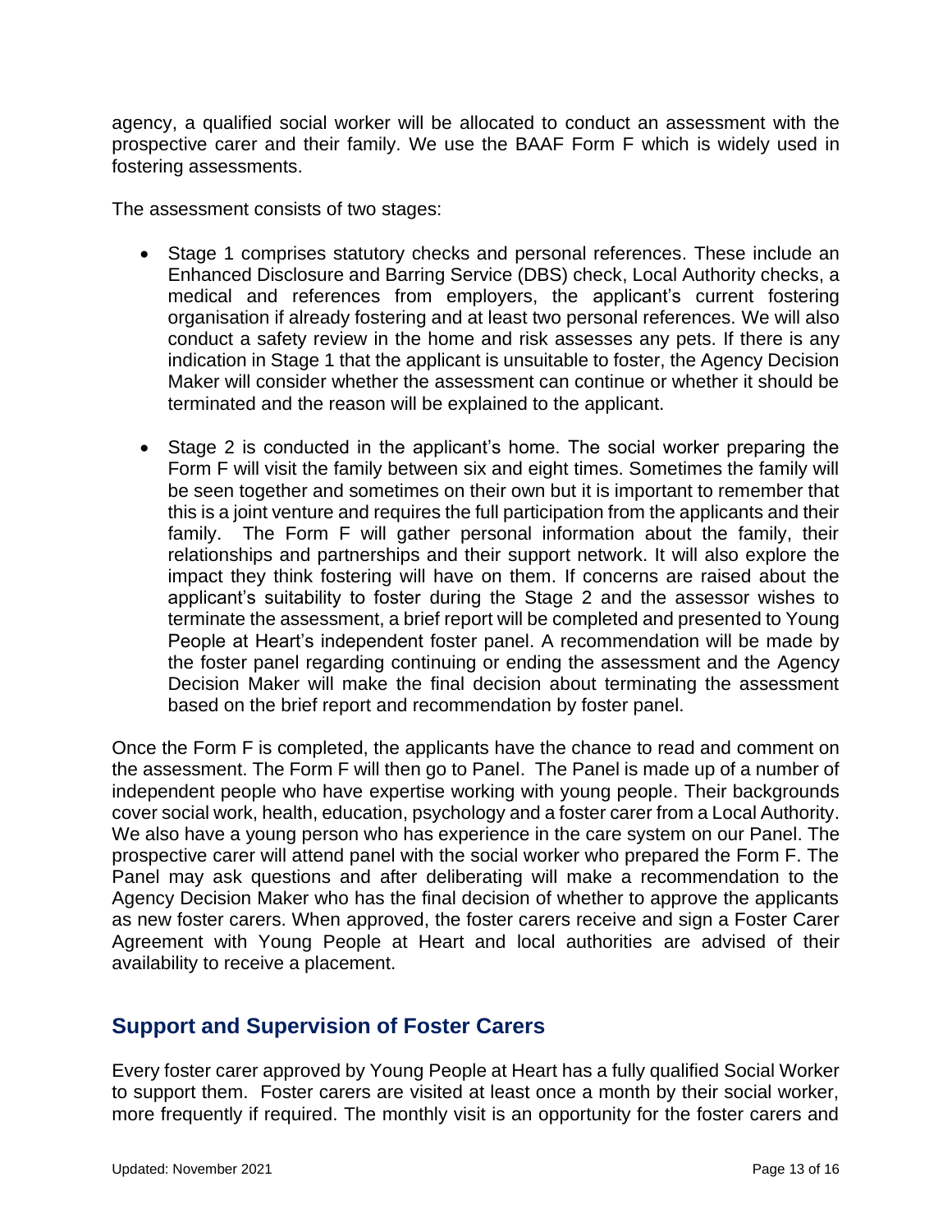agency, a qualified social worker will be allocated to conduct an assessment with the prospective carer and their family. We use the BAAF Form F which is widely used in fostering assessments.

The assessment consists of two stages:

- Stage 1 comprises statutory checks and personal references. These include an Enhanced Disclosure and Barring Service (DBS) check, Local Authority checks, a medical and references from employers, the applicant's current fostering organisation if already fostering and at least two personal references. We will also conduct a safety review in the home and risk assesses any pets. If there is any indication in Stage 1 that the applicant is unsuitable to foster, the Agency Decision Maker will consider whether the assessment can continue or whether it should be terminated and the reason will be explained to the applicant.

- Stage 2 is conducted in the applicant's home. The social worker preparing the Form F will visit the family between six and eight times. Sometimes the family will be seen together and sometimes on their own but it is important to remember that this is a joint venture and requires the full participation from the applicants and their family. The Form F will gather personal information about the family, their relationships and partnerships and their support network. It will also explore the impact they think fostering will have on them. If concerns are raised about the applicant's suitability to foster during the Stage 2 and the assessor wishes to terminate the assessment, a brief report will be completed and presented to Young People at Heart's independent foster panel. A recommendation will be made by the foster panel regarding continuing or ending the assessment and the Agency Decision Maker will make the final decision about terminating the assessment based on the brief report and recommendation by foster panel.

Once the Form F is completed, the applicants have the chance to read and comment on the assessment. The Form F will then go to Panel. The Panel is made up of a number of independent people who have expertise working with young people. Their backgrounds cover social work, health, education, psychology and a foster carer from a Local Authority. We also have a young person who has experience in the care system on our Panel. The prospective carer will attend panel with the social worker who prepared the Form F. The Panel may ask questions and after deliberating will make a recommendation to the Agency Decision Maker who has the final decision of whether to approve the applicants as new foster carers. When approved, the foster carers receive and sign a Foster Carer Agreement with Young People at Heart and local authorities are advised of their availability to receive a placement.

## Support and Supervision of Foster Carers

Every foster carer approved by Young People at Heart has a fully qualified Social Worker to support them. Foster carers are visited at least once a month by their social worker, more frequently if required. The monthly visit is an opportunity for the foster carers and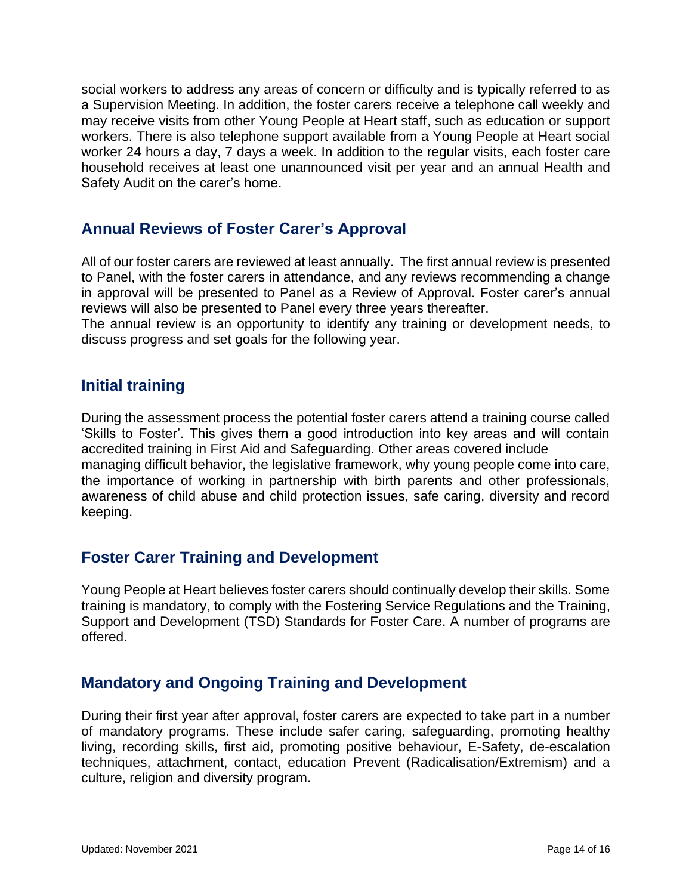social workers to address any areas of concern or difficulty and is typically referred to as a Supervision Meeting. In addition, the foster carers receive a telephone call weekly and may receive visits from other Young People at Heart staff, such as education or support workers. There is also telephone support available from a Young People at Heart social worker 24 hours a day, 7 days a week. In addition to the regular visits, each foster care household receives at least one unannounced visit per year and an annual Health and Safety Audit on the carer's home.

## Annual Reviews of Foster Carer's Approval

All of our foster carers are reviewed at least annually. The first annual review is presented to Panel, with the foster carers in attendance, and any reviews recommending a change in approval will be presented to Panel as a Review of Approval. Foster carer's annual reviews will also be presented to Panel every three years thereafter.

The annual review is an opportunity to identify any training or development needs, to discuss progress and set goals for the following year.

## Initial training

During the assessment process the potential foster carers attend a training course called 'Skills to Foster'. This gives them a good introduction into key areas and will contain accredited training in First Aid and Safeguarding. Other areas covered include managing difficult behavior, the legislative framework, why young people come into care, the importance of working in partnership with birth parents and other professionals, awareness of child abuse and child protection issues, safe caring, diversity and record keeping.

## Foster Carer Training and Development

Young People at Heart believes foster carers should continually develop their skills. Some training is mandatory, to comply with the Fostering Service Regulations and the Training, Support and Development (TSD) Standards for Foster Care. A number of programs are offered.

## Mandatory and Ongoing Training and Development

During their first year after approval, foster carers are expected to take part in a number of mandatory programs. These include safer caring, safeguarding, promoting healthy living, recording skills, first aid, promoting positive behaviour, E-Safety, de-escalation techniques, attachment, contact, education Prevent (Radicalisation/Extremism) and a culture, religion and diversity program.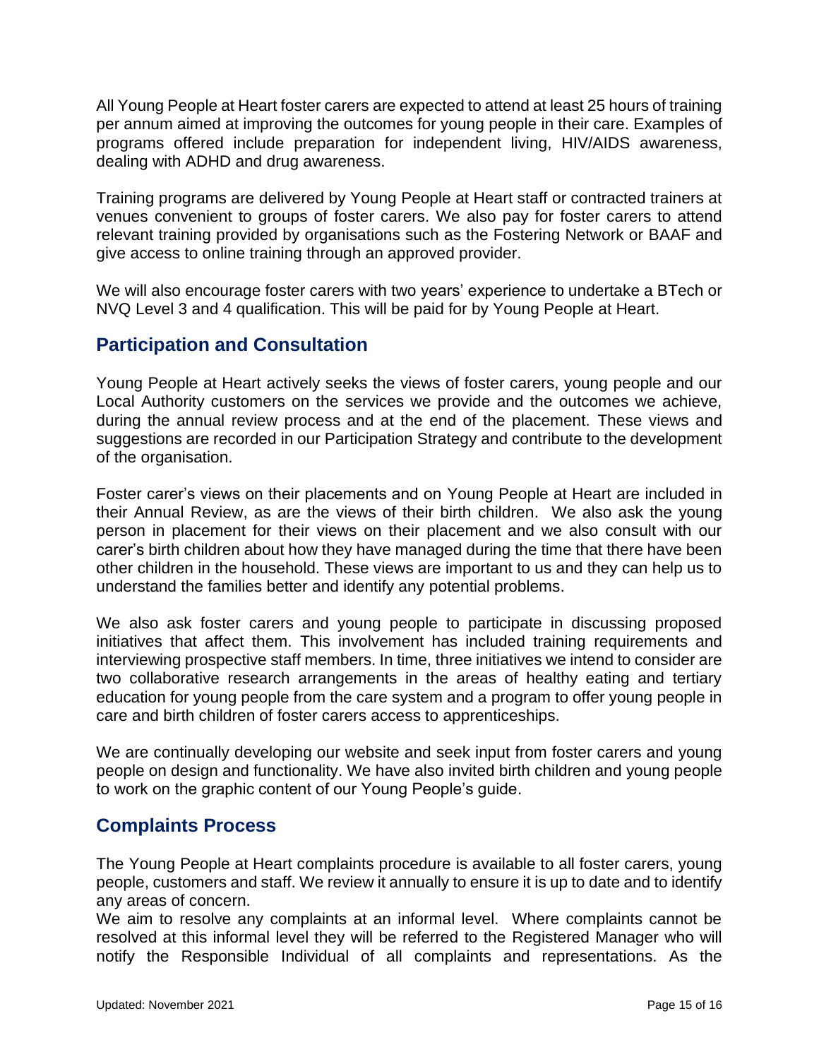All Young People at Heart foster carers are expected to attend at least 25 hours of training per annum aimed at improving the outcomes for young people in their care. Examples of programs offered include preparation for independent living, HIV/AIDS awareness, dealing with ADHD and drug awareness.

Training programs are delivered by Young People at Heart staff or contracted trainers at venues convenient to groups of foster carers. We also pay for foster carers to attend relevant training provided by organisations such as the Fostering Network or BAAF and give access to online training through an approved provider.

We will also encourage foster carers with two years' experience to undertake a BTech or NVQ Level 3 and 4 qualification. This will be paid for by Young People at Heart.

## Participation and Consultation

Young People at Heart actively seeks the views of foster carers, young people and our Local Authority customers on the services we provide and the outcomes we achieve, during the annual review process and at the end of the placement. These views and suggestions are recorded in our Participation Strategy and contribute to the development of the organisation.

Foster carer's views on their placements and on Young People at Heart are included in their Annual Review, as are the views of their birth children. We also ask the young person in placement for their views on their placement and we also consult with our carer's birth children about how they have managed during the time that there have been other children in the household. These views are important to us and they can help us to understand the families better and identify any potential problems.

We also ask foster carers and young people to participate in discussing proposed initiatives that affect them. This involvement has included training requirements and interviewing prospective staff members. In time, three initiatives we intend to consider are two collaborative research arrangements in the areas of healthy eating and tertiary education for young people from the care system and a program to offer young people in care and birth children of foster carers access to apprenticeships.

We are continually developing our website and seek input from foster carers and young people on design and functionality. We have also invited birth children and young people to work on the graphic content of our Young People's guide.

## Complaints Process

The Young People at Heart complaints procedure is available to all foster carers, young people, customers and staff. We review it annually to ensure it is up to date and to identify any areas of concern.

We aim to resolve any complaints at an informal level. Where complaints cannot be resolved at this informal level they will be referred to the Registered Manager who will notify the Responsible Individual of all complaints and representations. As the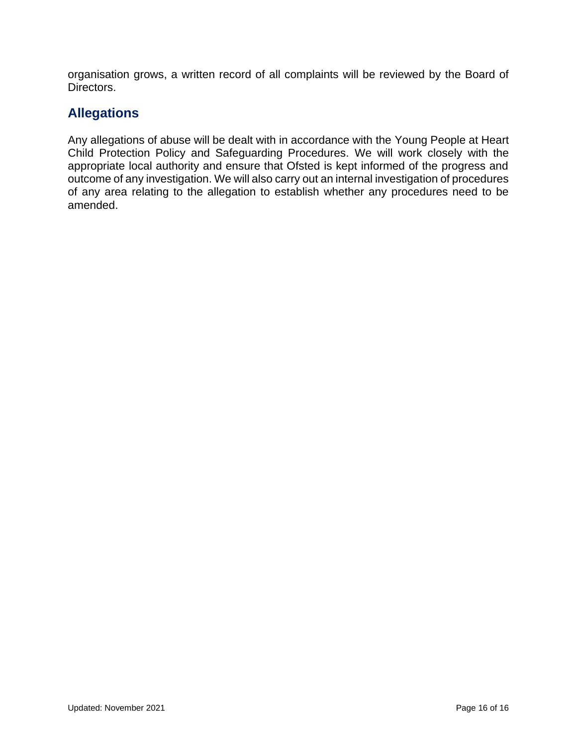organisation grows, a written record of all complaints will be reviewed by the Board of Directors.

## Allegations

Any allegations of abuse will be dealt with in accordance with the Young People at Heart Child Protection Policy and Safeguarding Procedures. We will work closely with the appropriate local authority and ensure that Ofsted is kept informed of the progress and outcome of any investigation. We will also carry out an internal investigation of procedures of any area relating to the allegation to establish whether any procedures need to be amended.